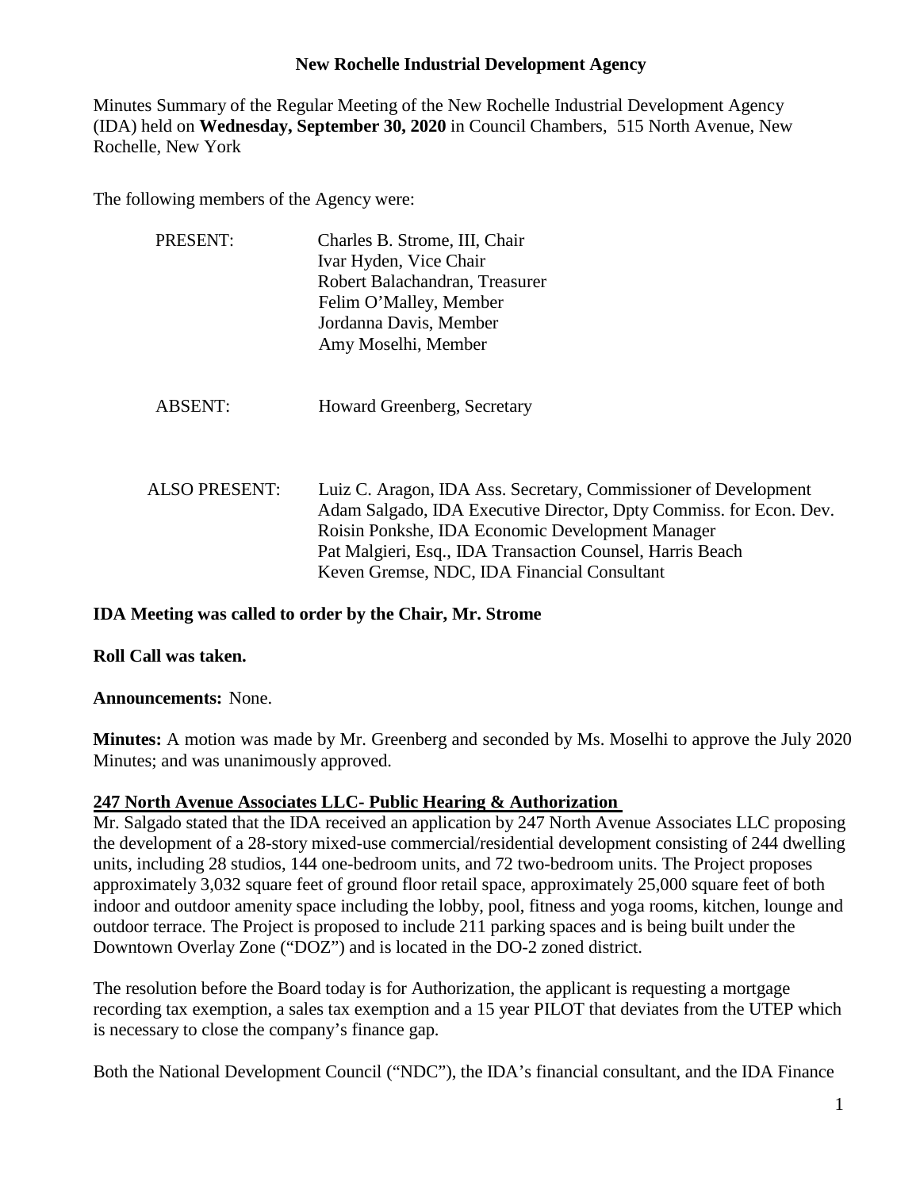**New Rochelle Industrial Development Agency**

Minutes Summary of the Regular Meeting of the New Rochelle Industrial Development Agency (IDA) held on **Wednesday, September 30, 2020** in Council Chambers, 515 North Avenue, New Rochelle, New York

The following members of the Agency were:

PRESENT:
- Charles B. Strome, III, Chair
- Ivar Hyden, Vice Chair
- Robert Balachandran, Treasurer
- Felim O'Malley, Member
- Jordanna Davis, Member
- Amy Moselhi, Member

ABSENT:
- Howard Greenberg, Secretary

ALSO PRESENT:
- Luiz C. Aragon, IDA Ass. Secretary, Commissioner of Development
- Adam Salgado, IDA Executive Director, Dpty Commiss. for Econ. Dev.
- Roisin Ponkshe, IDA Economic Development Manager
- Pat Malgieri, Esq., IDA Transaction Counsel, Harris Beach
- Keven Gremse, NDC, IDA Financial Consultant

**IDA Meeting was called to order by the Chair, Mr. Strome**

**Roll Call was taken.**

**Announcements:** None.

**Minutes:** A motion was made by Mr. Greenberg and seconded by Ms. Moselhi to approve the July 2020 Minutes; and was unanimously approved.

**247 North Avenue Associates LLC- Public Hearing & Authorization**

Mr. Salgado stated that the IDA received an application by 247 North Avenue Associates LLC proposing the development of a 28-story mixed-use commercial/residential development consisting of 244 dwelling units, including 28 studios, 144 one-bedroom units, and 72 two-bedroom units. The Project proposes approximately 3,032 square feet of ground floor retail space, approximately 25,000 square feet of both indoor and outdoor amenity space including the lobby, pool, fitness and yoga rooms, kitchen, lounge and outdoor terrace. The Project is proposed to include 211 parking spaces and is being built under the Downtown Overlay Zone ("DOZ") and is located in the DO-2 zoned district.

The resolution before the Board today is for Authorization, the applicant is requesting a mortgage recording tax exemption, a sales tax exemption and a 15 year PILOT that deviates from the UTEP which is necessary to close the company's finance gap.

Both the National Development Council ("NDC"), the IDA's financial consultant, and the IDA Finance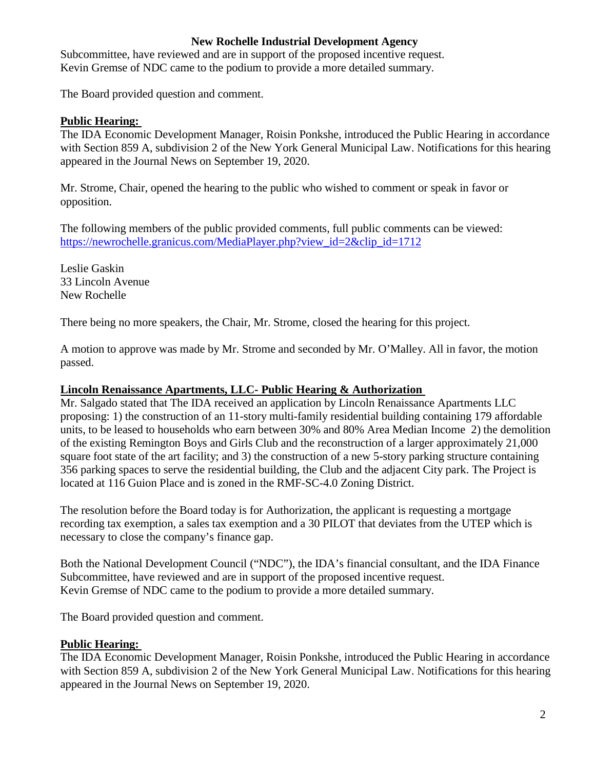Subcommittee, have reviewed and are in support of the proposed incentive request. Kevin Gremse of NDC came to the podium to provide a more detailed summary.

The Board provided question and comment.

**Public Hearing:**

The IDA Economic Development Manager, Roisin Ponkshe, introduced the Public Hearing in accordance with Section 859 A, subdivision 2 of the New York General Municipal Law. Notifications for this hearing appeared in the Journal News on September 19, 2020.

Mr. Strome, Chair, opened the hearing to the public who wished to comment or speak in favor or opposition.

The following members of the public provided comments, full public comments can be viewed: https://newrochelle.granicus.com/MediaPlayer.php?view_id=2&clip_id=1712

Leslie Gaskin
33 Lincoln Avenue
New Rochelle

There being no more speakers, the Chair, Mr. Strome, closed the hearing for this project.

A motion to approve was made by Mr. Strome and seconded by Mr. O'Malley. All in favor, the motion passed.

**Lincoln Renaissance Apartments, LLC- Public Hearing & Authorization**

Mr. Salgado stated that The IDA received an application by Lincoln Renaissance Apartments LLC proposing: 1) the construction of an 11-story multi-family residential building containing 179 affordable units, to be leased to households who earn between 30% and 80% Area Median Income 2) the demolition of the existing Remington Boys and Girls Club and the reconstruction of a larger approximately 21,000 square foot state of the art facility; and 3) the construction of a new 5-story parking structure containing 356 parking spaces to serve the residential building, the Club and the adjacent City park. The Project is located at 116 Guion Place and is zoned in the RMF-SC-4.0 Zoning District.

The resolution before the Board today is for Authorization, the applicant is requesting a mortgage recording tax exemption, a sales tax exemption and a 30 PILOT that deviates from the UTEP which is necessary to close the company's finance gap.

Both the National Development Council ("NDC"), the IDA's financial consultant, and the IDA Finance Subcommittee, have reviewed and are in support of the proposed incentive request. Kevin Gremse of NDC came to the podium to provide a more detailed summary.

The Board provided question and comment.

**Public Hearing:**

The IDA Economic Development Manager, Roisin Ponkshe, introduced the Public Hearing in accordance with Section 859 A, subdivision 2 of the New York General Municipal Law. Notifications for this hearing appeared in the Journal News on September 19, 2020.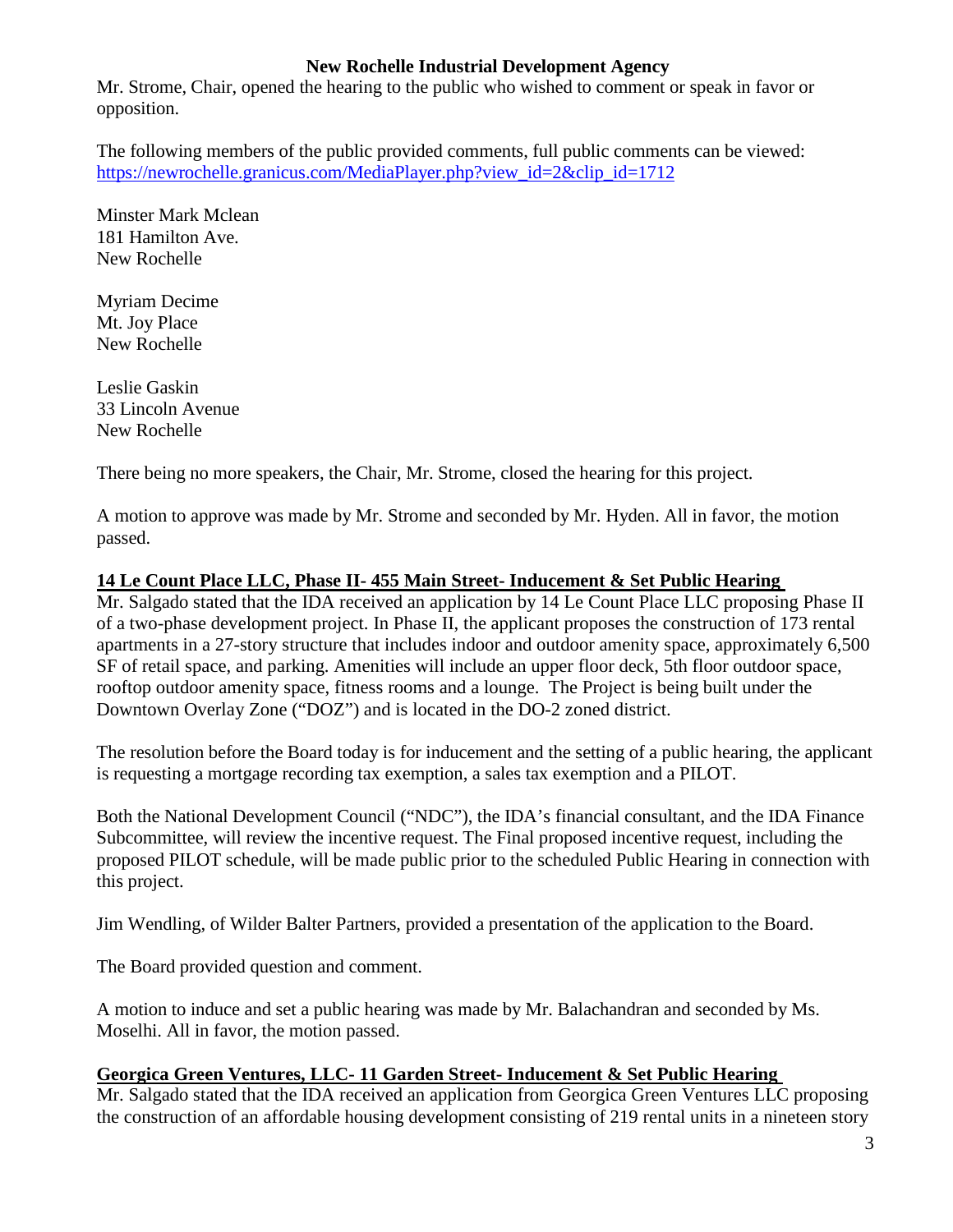Mr. Strome, Chair, opened the hearing to the public who wished to comment or speak in favor or opposition.

The following members of the public provided comments, full public comments can be viewed: [https://newrochelle.granicus.com/MediaPlayer.php?view_id=2&clip_id=1712](https://newrochelle.granicus.com/MediaPlayer.php?view_id=2&clip_id=1712)

Minster Mark Mclean
181 Hamilton Ave.
New Rochelle

Myriam Decime
Mt. Joy Place
New Rochelle

Leslie Gaskin
33 Lincoln Avenue
New Rochelle

There being no more speakers, the Chair, Mr. Strome, closed the hearing for this project.

A motion to approve was made by Mr. Strome and seconded by Mr. Hyden. All in favor, the motion passed.

**14 Le Count Place LLC, Phase II- 455 Main Street- Inducement & Set Public Hearing**

Mr. Salgado stated that the IDA received an application by 14 Le Count Place LLC proposing Phase II of a two-phase development project. In Phase II, the applicant proposes the construction of 173 rental apartments in a 27-story structure that includes indoor and outdoor amenity space, approximately 6,500 SF of retail space, and parking. Amenities will include an upper floor deck, 5th floor outdoor space, rooftop outdoor amenity space, fitness rooms and a lounge. The Project is being built under the Downtown Overlay Zone ("DOZ") and is located in the DO-2 zoned district.

The resolution before the Board today is for inducement and the setting of a public hearing, the applicant is requesting a mortgage recording tax exemption, a sales tax exemption and a PILOT.

Both the National Development Council ("NDC"), the IDA's financial consultant, and the IDA Finance Subcommittee, will review the incentive request. The Final proposed incentive request, including the proposed PILOT schedule, will be made public prior to the scheduled Public Hearing in connection with this project.

Jim Wendling, of Wilder Balter Partners, provided a presentation of the application to the Board.

The Board provided question and comment.

A motion to induce and set a public hearing was made by Mr. Balachandran and seconded by Ms. Moselhi. All in favor, the motion passed.

**Georgica Green Ventures, LLC- 11 Garden Street- Inducement & Set Public Hearing**

Mr. Salgado stated that the IDA received an application from Georgica Green Ventures LLC proposing the construction of an affordable housing development consisting of 219 rental units in a nineteen story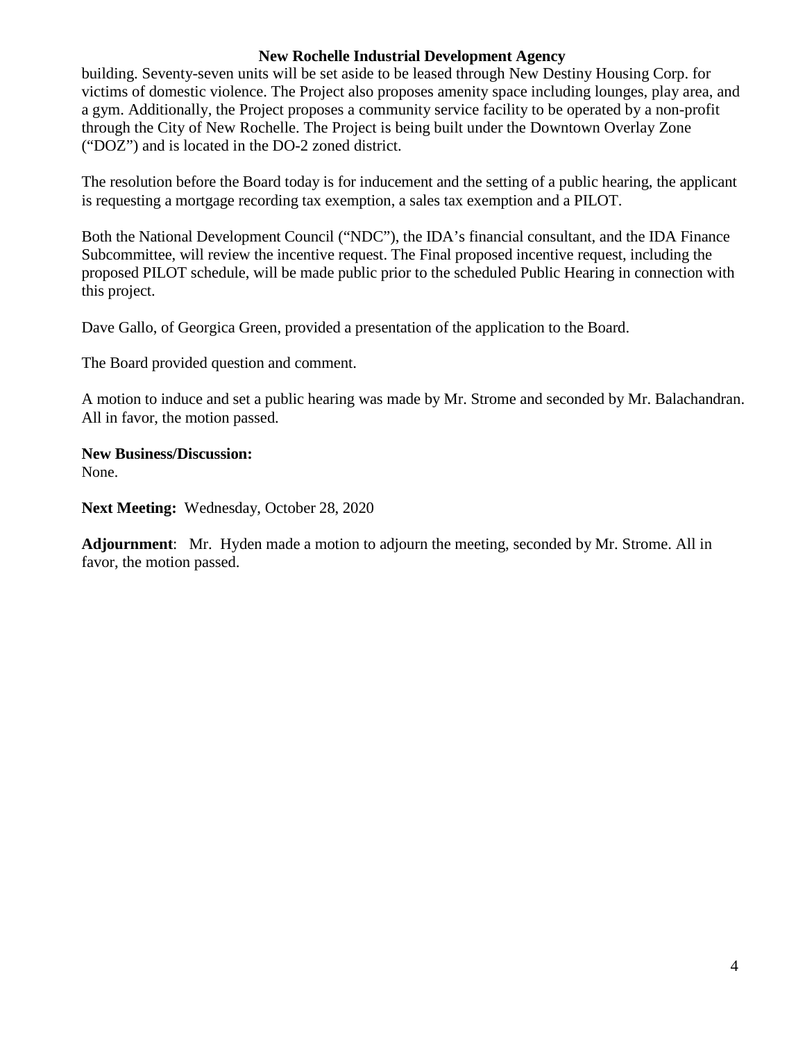building. Seventy-seven units will be set aside to be leased through New Destiny Housing Corp. for victims of domestic violence. The Project also proposes amenity space including lounges, play area, and a gym. Additionally, the Project proposes a community service facility to be operated by a non-profit through the City of New Rochelle. The Project is being built under the Downtown Overlay Zone ("DOZ") and is located in the DO-2 zoned district.

The resolution before the Board today is for inducement and the setting of a public hearing, the applicant is requesting a mortgage recording tax exemption, a sales tax exemption and a PILOT.

Both the National Development Council ("NDC"), the IDA's financial consultant, and the IDA Finance Subcommittee, will review the incentive request. The Final proposed incentive request, including the proposed PILOT schedule, will be made public prior to the scheduled Public Hearing in connection with this project.

Dave Gallo, of Georgica Green, provided a presentation of the application to the Board.

The Board provided question and comment.

A motion to induce and set a public hearing was made by Mr. Strome and seconded by Mr. Balachandran. All in favor, the motion passed.

**New Business/Discussion:**
None.

**Next Meeting:** Wednesday, October 28, 2020

**Adjournment**: Mr. Hyden made a motion to adjourn the meeting, seconded by Mr. Strome. All in favor, the motion passed.